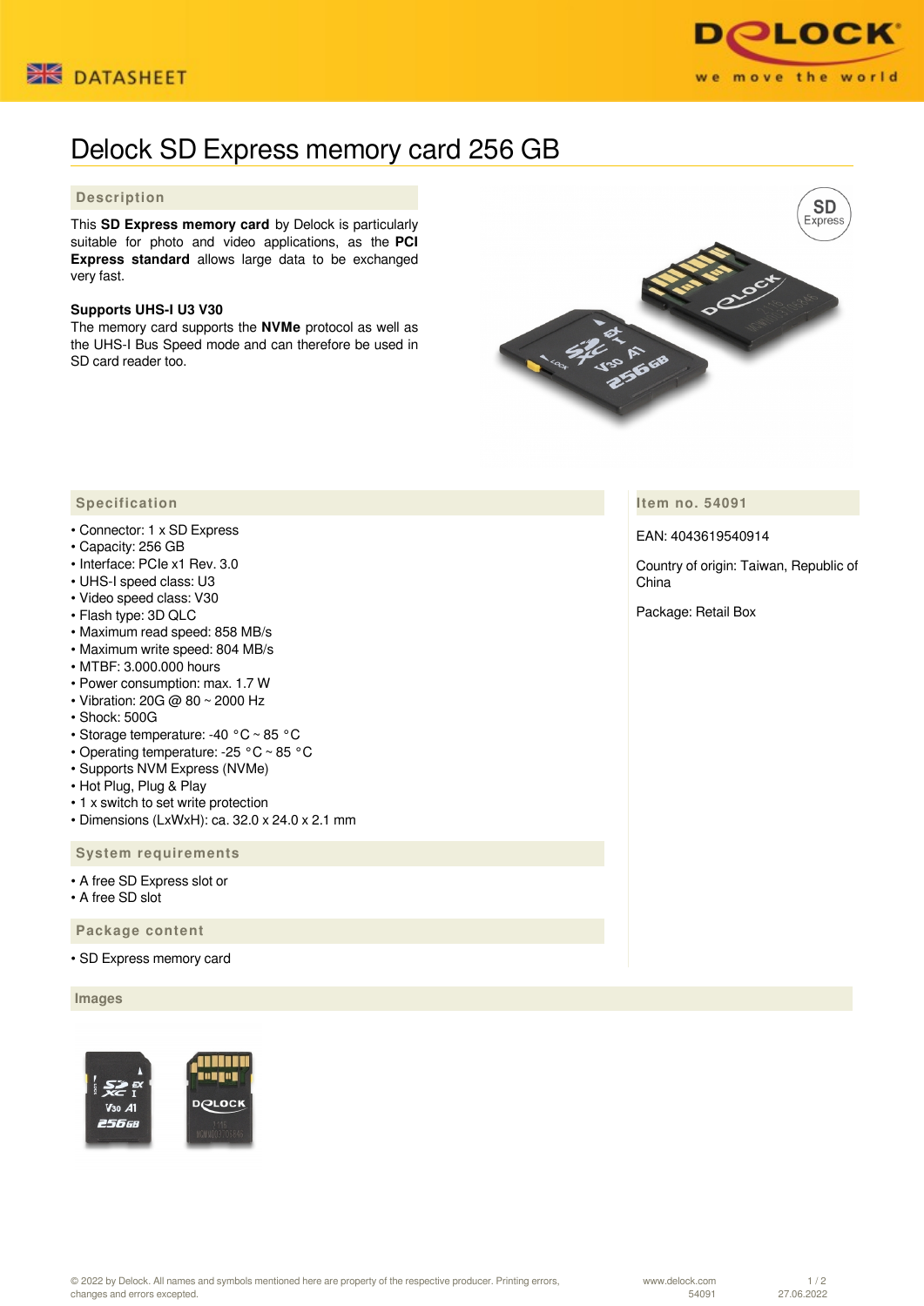DATASHEET

# Delock SD Express memory card 256 GB

## Description

This **SD Express memory card** by Delock is particularly suitable for photo and video applications, as the **PCI Express standard** allows large data to be exchanged very fast.

**Supports UHS-I U3 V30**
The memory card supports the **NVMe** protocol as well as the UHS-I Bus Speed mode and can therefore be used in SD card reader too.

## Specification

- Connector: 1 x SD Express
- Capacity: 256 GB
- Interface: PCIe x1 Rev. 3.0
- UHS-I speed class: U3
- Video speed class: V30
- Flash type: 3D QLC
- Maximum read speed: 858 MB/s
- Maximum write speed: 804 MB/s
- MTBF: 3.000.000 hours
- Power consumption: max. 1.7 W
- Vibration: 20G @ 80 ~ 2000 Hz
- Shock: 500G
- Storage temperature: -40 °C ~ 85 °C
- Operating temperature: -25 °C ~ 85 °C
- Supports NVM Express (NVMe)
- Hot Plug, Plug & Play
- 1 x switch to set write protection
- Dimensions (LxWxH): ca. 32.0 x 24.0 x 2.1 mm

## System requirements

- A free SD Express slot or
- A free SD slot

## Package content

- SD Express memory card

## Item no. 54091

EAN: 4043619540914

Country of origin: Taiwan, Republic of China

Package: Retail Box

## Images

© 2022 by Delock. All names and symbols mentioned here are property of the respective producer. Printing errors, changes and errors excepted.

www.delock.com
54091
27.06.2022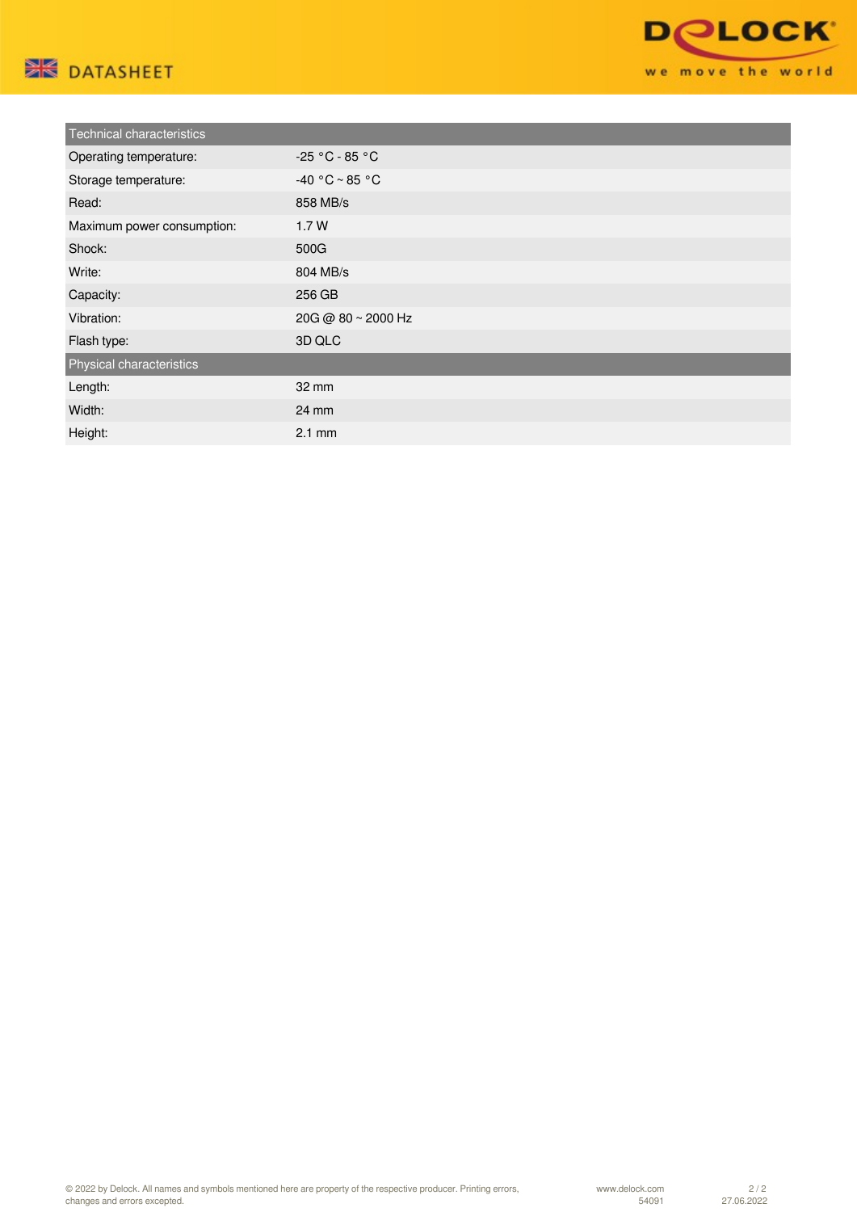| Technical characteristics | |
|---|---|
| Operating temperature: | -25 °C - 85 °C |
| Storage temperature: | -40 °C ~ 85 °C |
| Read: | 858 MB/s |
| Maximum power consumption: | 1.7 W |
| Shock: | 500G |
| Write: | 804 MB/s |
| Capacity: | 256 GB |
| Vibration: | 20G @ 80 ~ 2000 Hz |
| Flash type: | 3D QLC |
| **Physical characteristics** | |
| Length: | 32 mm |
| Width: | 24 mm |
| Height: | 2.1 mm |